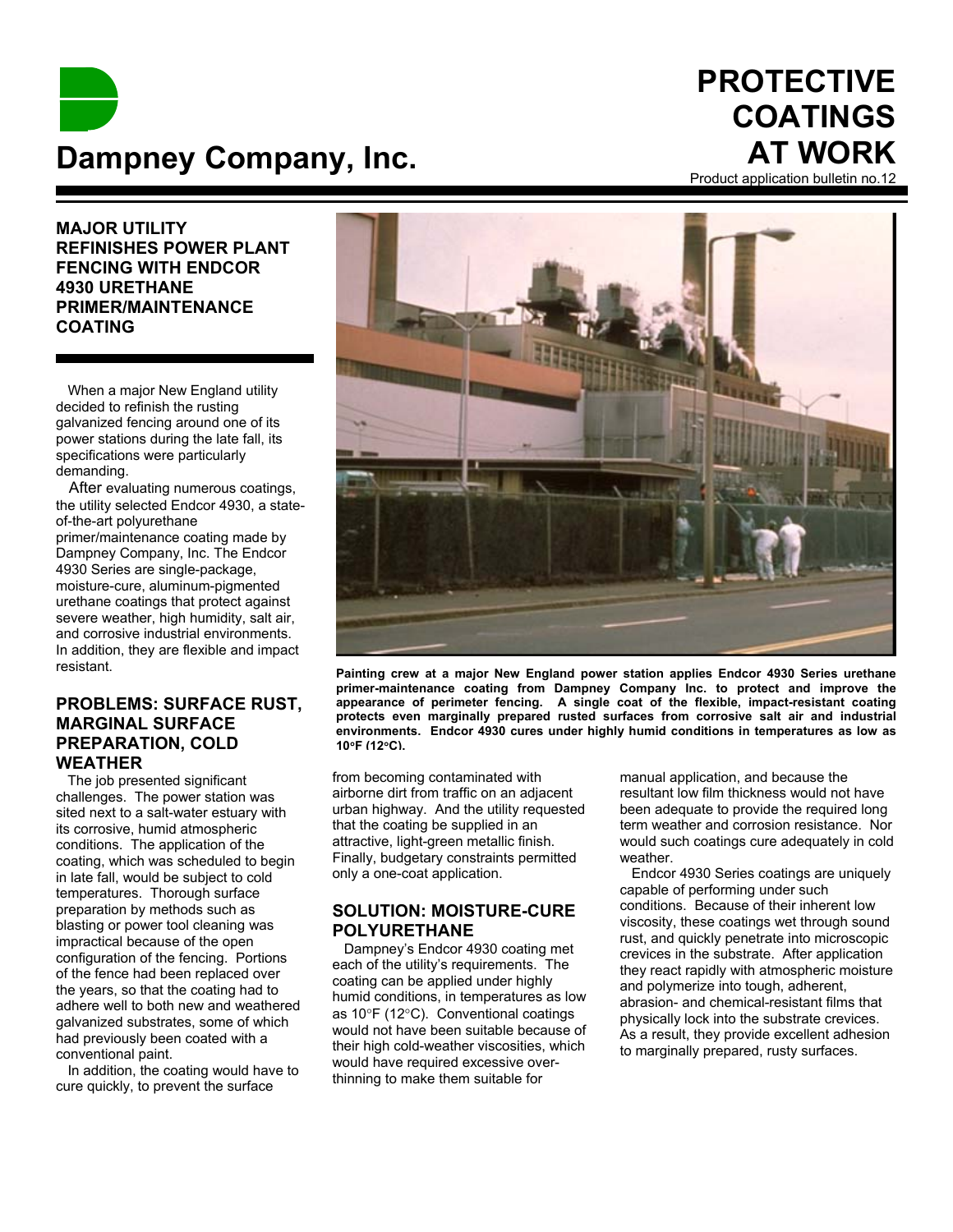# Dampney Company, Inc.

# PROTECTIVE COATINGS AT WORK

Product application bulletin no.12

## MAJOR UTILITY REFINISHES POWER PLANT FENCING WITH ENDCOR 4930 URETHANE PRIMER/MAINTENANCE COATING

When a major New England utility decided to refinish the rusting galvanized fencing around one of its power stations during the late fall, its specifications were particularly demanding.

After evaluating numerous coatings, the utility selected Endcor 4930, a state-of-the-art polyurethane primer/maintenance coating made by Dampney Company, Inc. The Endcor 4930 Series are single-package, moisture-cure, aluminum-pigmented urethane coatings that protect against severe weather, high humidity, salt air, and corrosive industrial environments. In addition, they are flexible and impact resistant.

**Painting crew at a major New England power station applies Endcor 4930 Series urethane primer-maintenance coating from Dampney Company Inc. to protect and improve the appearance of perimeter fencing. A single coat of the flexible, impact-resistant coating protects even marginally prepared rusted surfaces from corrosive salt air and industrial environments. Endcor 4930 cures under highly humid conditions in temperatures as low as 10°F (12°C).**

## PROBLEMS: SURFACE RUST, MARGINAL SURFACE PREPARATION, COLD WEATHER

The job presented significant challenges. The power station was sited next to a salt-water estuary with its corrosive, humid atmospheric conditions. The application of the coating, which was scheduled to begin in late fall, would be subject to cold temperatures. Thorough surface preparation by methods such as blasting or power tool cleaning was impractical because of the open configuration of the fencing. Portions of the fence had been replaced over the years, so that the coating had to adhere well to both new and weathered galvanized substrates, some of which had previously been coated with a conventional paint.

In addition, the coating would have to cure quickly, to prevent the surface from becoming contaminated with airborne dirt from traffic on an adjacent urban highway. And the utility requested that the coating be supplied in an attractive, light-green metallic finish. Finally, budgetary constraints permitted only a one-coat application.

## SOLUTION: MOISTURE-CURE POLYURETHANE

Dampney's Endcor 4930 coating met each of the utility's requirements. The coating can be applied under highly humid conditions, in temperatures as low as 10°F (12°C). Conventional coatings would not have been suitable because of their high cold-weather viscosities, which would have required excessive over-thinning to make them suitable for manual application, and because the resultant low film thickness would not have been adequate to provide the required long term weather and corrosion resistance. Nor would such coatings cure adequately in cold weather.

Endcor 4930 Series coatings are uniquely capable of performing under such conditions. Because of their inherent low viscosity, these coatings wet through sound rust, and quickly penetrate into microscopic crevices in the substrate. After application they react rapidly with atmospheric moisture and polymerize into tough, adherent, abrasion- and chemical-resistant films that physically lock into the substrate crevices. As a result, they provide excellent adhesion to marginally prepared, rusty surfaces.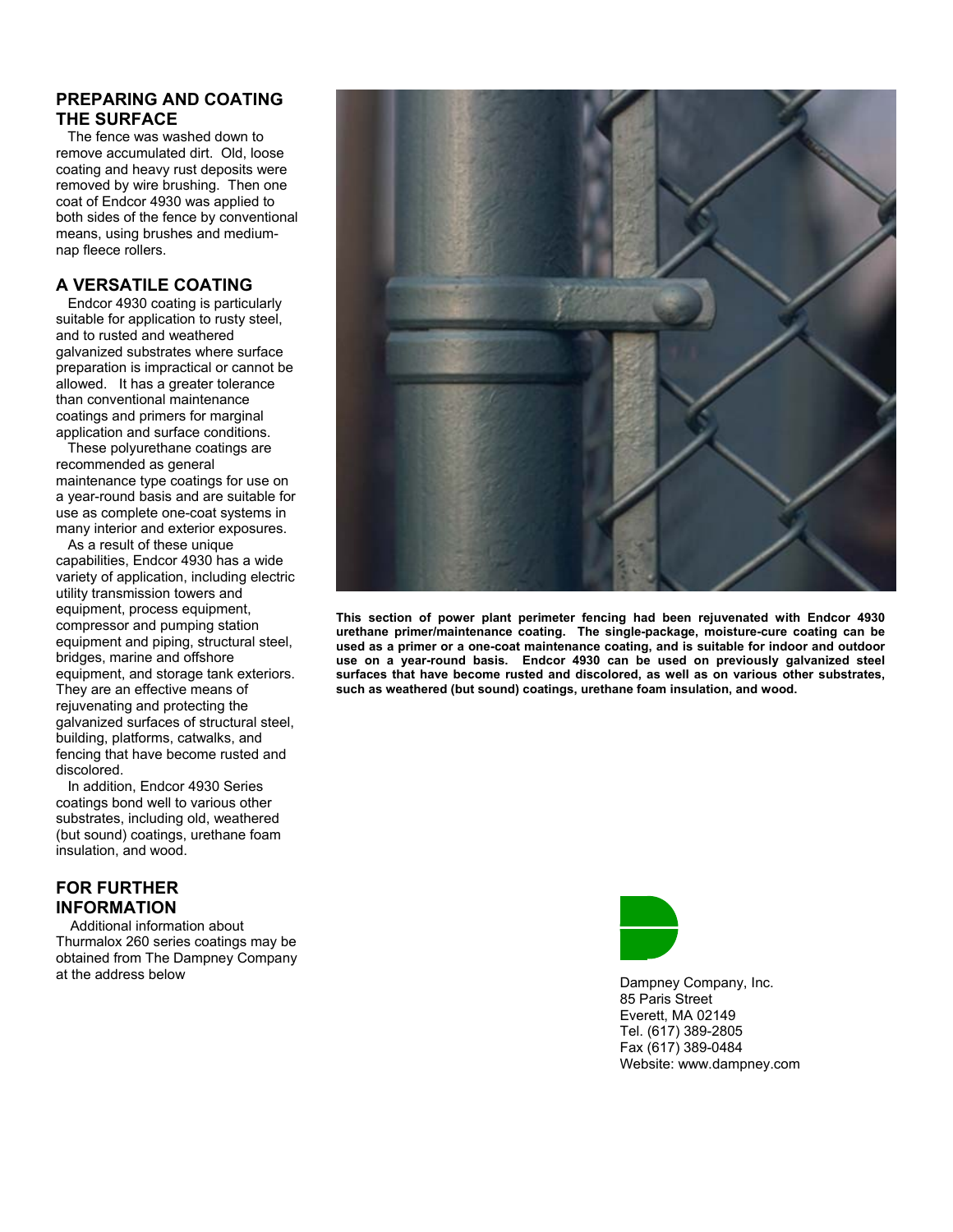## PREPARING AND COATING THE SURFACE

The fence was washed down to remove accumulated dirt. Old, loose coating and heavy rust deposits were removed by wire brushing. Then one coat of Endcor 4930 was applied to both sides of the fence by conventional means, using brushes and medium-nap fleece rollers.

## A VERSATILE COATING

Endcor 4930 coating is particularly suitable for application to rusty steel, and to rusted and weathered galvanized substrates where surface preparation is impractical or cannot be allowed. It has a greater tolerance than conventional maintenance coatings and primers for marginal application and surface conditions.

These polyurethane coatings are recommended as general maintenance type coatings for use on a year-round basis and are suitable for use as complete one-coat systems in many interior and exterior exposures.

As a result of these unique capabilities, Endcor 4930 has a wide variety of application, including electric utility transmission towers and equipment, process equipment, compressor and pumping station equipment and piping, structural steel, bridges, marine and offshore equipment, and storage tank exteriors. They are an effective means of rejuvenating and protecting the galvanized surfaces of structural steel, building, platforms, catwalks, and fencing that have become rusted and discolored.

In addition, Endcor 4930 Series coatings bond well to various other substrates, including old, weathered (but sound) coatings, urethane foam insulation, and wood.

## FOR FURTHER INFORMATION

Additional information about Thurmalox 260 series coatings may be obtained from The Dampney Company at the address below

**This section of power plant perimeter fencing had been rejuvenated with Endcor 4930 urethane primer/maintenance coating. The single-package, moisture-cure coating can be used as a primer or a one-coat maintenance coating, and is suitable for indoor and outdoor use on a year-round basis. Endcor 4930 can be used on previously galvanized steel surfaces that have become rusted and discolored, as well as on various other substrates, such as weathered (but sound) coatings, urethane foam insulation, and wood.**

Dampney Company, Inc.
85 Paris Street
Everett, MA 02149
Tel. (617) 389-2805
Fax (617) 389-0484
Website: www.dampney.com